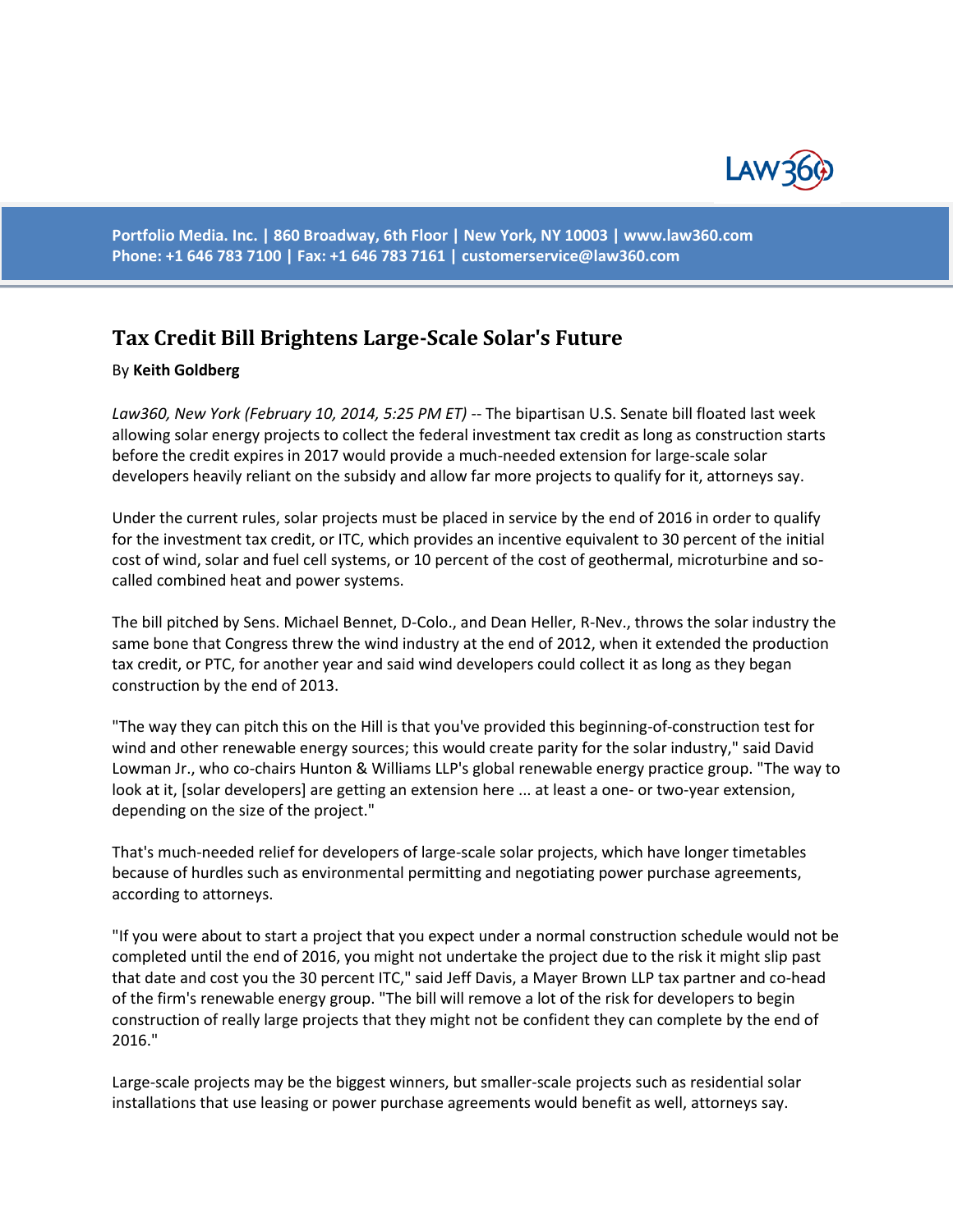Portfolio Media. Inc. | 860 Broadway, 6th Floor | New York, NY 10003 | www.law360.com
Phone: +1 646 783 7100 | Fax: +1 646 783 7161 | customerservice@law360.com

# Tax Credit Bill Brightens Large-Scale Solar's Future

By **Keith Goldberg**

*Law360, New York (February 10, 2014, 5:25 PM ET)* -- The bipartisan U.S. Senate bill floated last week allowing solar energy projects to collect the federal investment tax credit as long as construction starts before the credit expires in 2017 would provide a much-needed extension for large-scale solar developers heavily reliant on the subsidy and allow far more projects to qualify for it, attorneys say.

Under the current rules, solar projects must be placed in service by the end of 2016 in order to qualify for the investment tax credit, or ITC, which provides an incentive equivalent to 30 percent of the initial cost of wind, solar and fuel cell systems, or 10 percent of the cost of geothermal, microturbine and so-called combined heat and power systems.

The bill pitched by Sens. Michael Bennet, D-Colo., and Dean Heller, R-Nev., throws the solar industry the same bone that Congress threw the wind industry at the end of 2012, when it extended the production tax credit, or PTC, for another year and said wind developers could collect it as long as they began construction by the end of 2013.

"The way they can pitch this on the Hill is that you've provided this beginning-of-construction test for wind and other renewable energy sources; this would create parity for the solar industry," said David Lowman Jr., who co-chairs Hunton & Williams LLP's global renewable energy practice group. "The way to look at it, [solar developers] are getting an extension here ... at least a one- or two-year extension, depending on the size of the project."

That's much-needed relief for developers of large-scale solar projects, which have longer timetables because of hurdles such as environmental permitting and negotiating power purchase agreements, according to attorneys.

"If you were about to start a project that you expect under a normal construction schedule would not be completed until the end of 2016, you might not undertake the project due to the risk it might slip past that date and cost you the 30 percent ITC," said Jeff Davis, a Mayer Brown LLP tax partner and co-head of the firm's renewable energy group. "The bill will remove a lot of the risk for developers to begin construction of really large projects that they might not be confident they can complete by the end of 2016."

Large-scale projects may be the biggest winners, but smaller-scale projects such as residential solar installations that use leasing or power purchase agreements would benefit as well, attorneys say.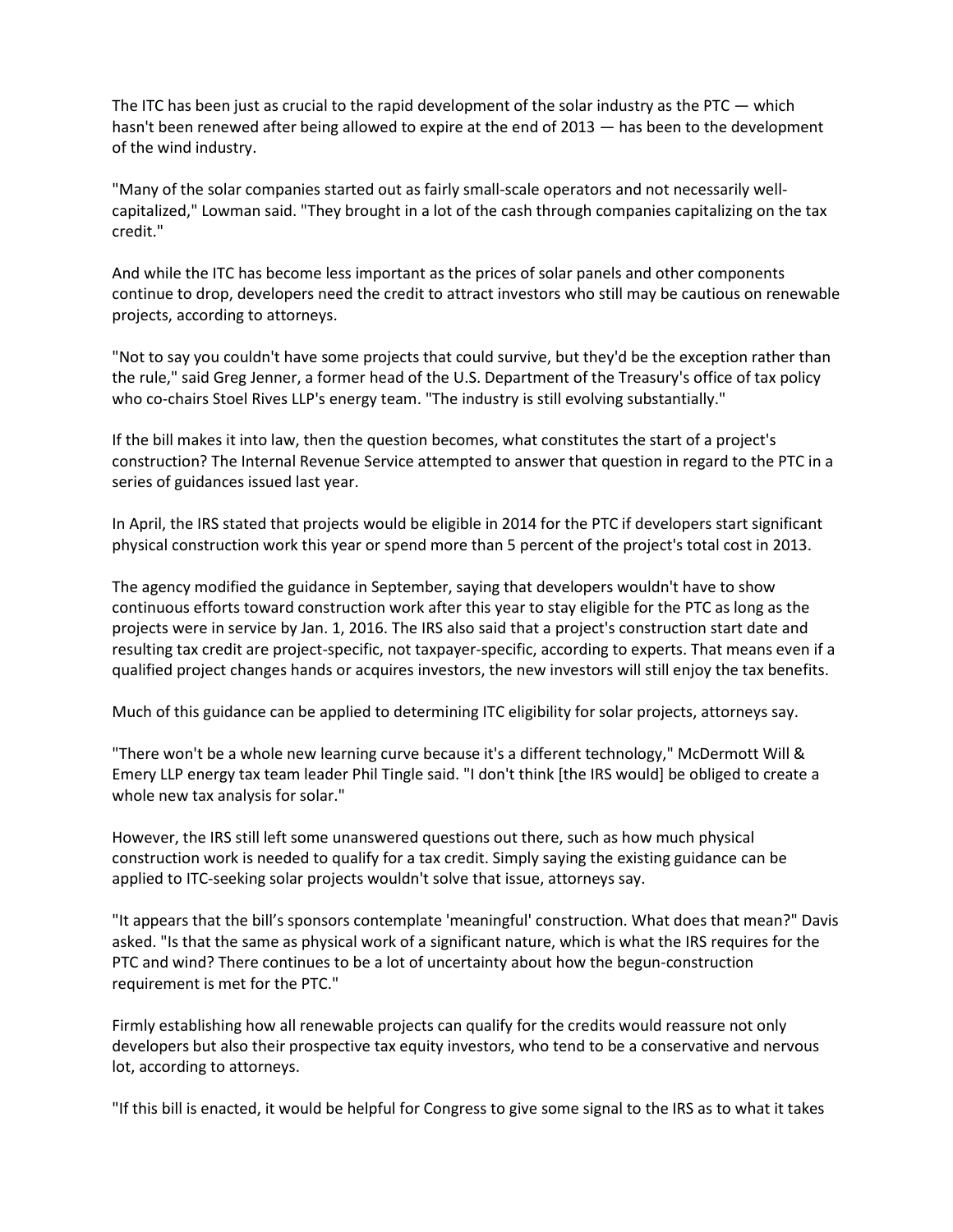The ITC has been just as crucial to the rapid development of the solar industry as the PTC — which hasn't been renewed after being allowed to expire at the end of 2013 — has been to the development of the wind industry.

"Many of the solar companies started out as fairly small-scale operators and not necessarily well-capitalized," Lowman said. "They brought in a lot of the cash through companies capitalizing on the tax credit."

And while the ITC has become less important as the prices of solar panels and other components continue to drop, developers need the credit to attract investors who still may be cautious on renewable projects, according to attorneys.

"Not to say you couldn't have some projects that could survive, but they'd be the exception rather than the rule," said Greg Jenner, a former head of the U.S. Department of the Treasury's office of tax policy who co-chairs Stoel Rives LLP's energy team. "The industry is still evolving substantially."

If the bill makes it into law, then the question becomes, what constitutes the start of a project's construction? The Internal Revenue Service attempted to answer that question in regard to the PTC in a series of guidances issued last year.

In April, the IRS stated that projects would be eligible in 2014 for the PTC if developers start significant physical construction work this year or spend more than 5 percent of the project's total cost in 2013.

The agency modified the guidance in September, saying that developers wouldn't have to show continuous efforts toward construction work after this year to stay eligible for the PTC as long as the projects were in service by Jan. 1, 2016. The IRS also said that a project's construction start date and resulting tax credit are project-specific, not taxpayer-specific, according to experts. That means even if a qualified project changes hands or acquires investors, the new investors will still enjoy the tax benefits.

Much of this guidance can be applied to determining ITC eligibility for solar projects, attorneys say.

"There won't be a whole new learning curve because it's a different technology," McDermott Will & Emery LLP energy tax team leader Phil Tingle said. "I don't think [the IRS would] be obliged to create a whole new tax analysis for solar."

However, the IRS still left some unanswered questions out there, such as how much physical construction work is needed to qualify for a tax credit. Simply saying the existing guidance can be applied to ITC-seeking solar projects wouldn't solve that issue, attorneys say.

"It appears that the bill's sponsors contemplate 'meaningful' construction. What does that mean?" Davis asked. "Is that the same as physical work of a significant nature, which is what the IRS requires for the PTC and wind? There continues to be a lot of uncertainty about how the begun-construction requirement is met for the PTC."

Firmly establishing how all renewable projects can qualify for the credits would reassure not only developers but also their prospective tax equity investors, who tend to be a conservative and nervous lot, according to attorneys.

"If this bill is enacted, it would be helpful for Congress to give some signal to the IRS as to what it takes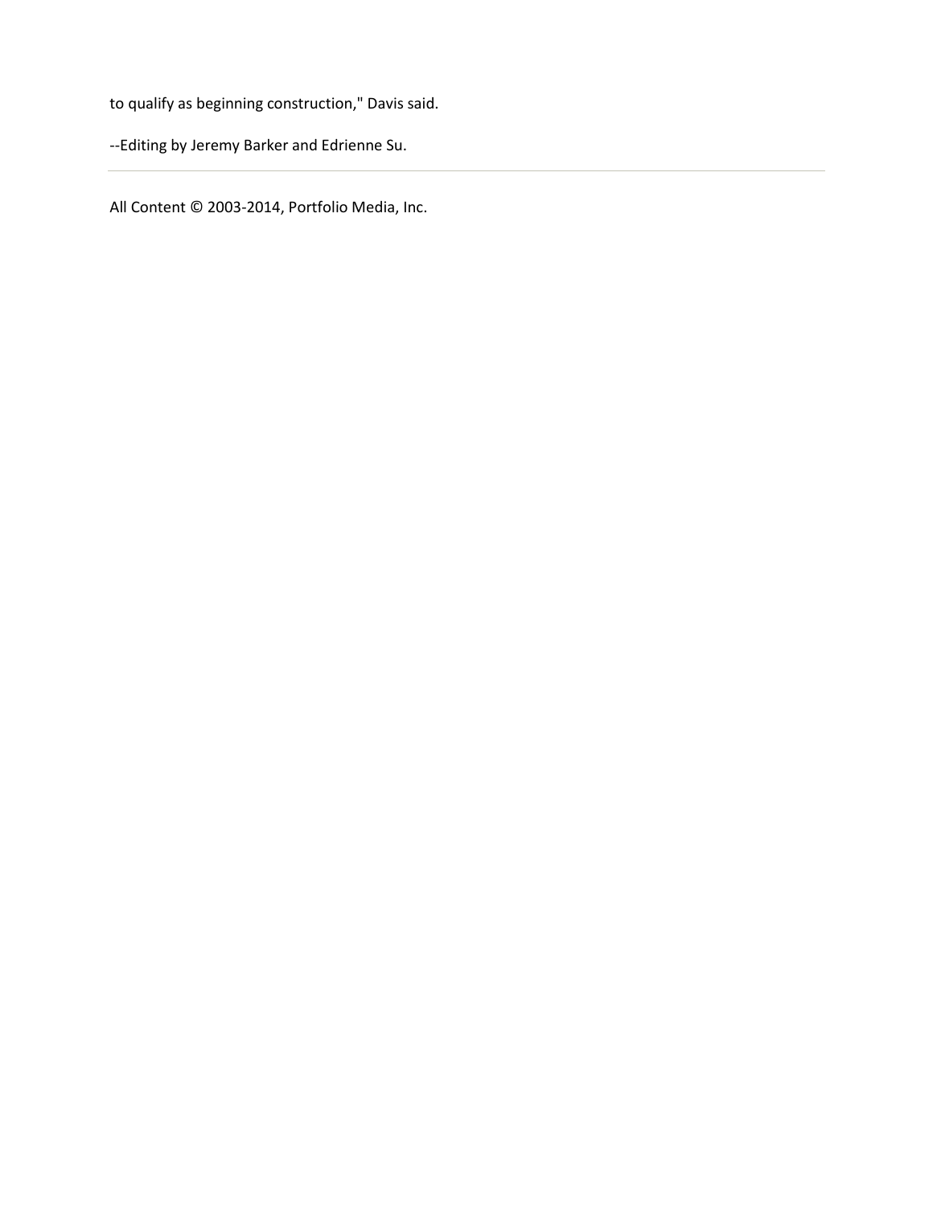to qualify as beginning construction," Davis said.

--Editing by Jeremy Barker and Edrienne Su.

---

All Content © 2003-2014, Portfolio Media, Inc.